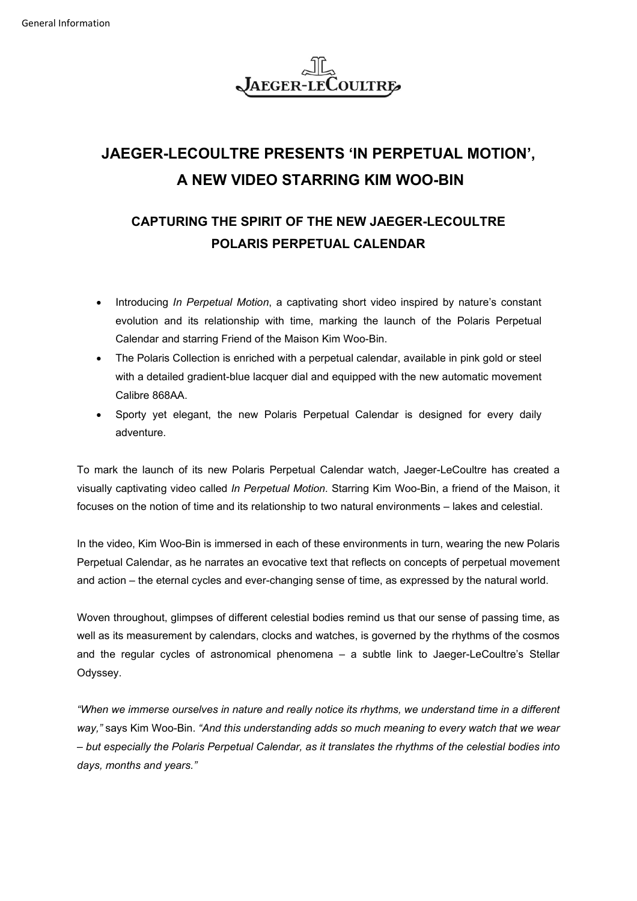# JAEGER-LECOULTRE PRESENTS 'IN PERPETUAL MOTION', A NEW VIDEO STARRING KIM WOO-BIN

## CAPTURING THE SPIRIT OF THE NEW JAEGER-LECOULTRE POLARIS PERPETUAL CALENDAR

- Introducing *In Perpetual Motion*, a captivating short video inspired by nature's constant evolution and its relationship with time, marking the launch of the Polaris Perpetual Calendar and starring Friend of the Maison Kim Woo-Bin.
- The Polaris Collection is enriched with a perpetual calendar, available in pink gold or steel with a detailed gradient-blue lacquer dial and equipped with the new automatic movement Calibre 868AA.
- Sporty yet elegant, the new Polaris Perpetual Calendar is designed for every daily adventure.

To mark the launch of its new Polaris Perpetual Calendar watch, Jaeger-LeCoultre has created a visually captivating video called *In Perpetual Motion*. Starring Kim Woo-Bin, a friend of the Maison, it focuses on the notion of time and its relationship to two natural environments – lakes and celestial.

In the video, Kim Woo-Bin is immersed in each of these environments in turn, wearing the new Polaris Perpetual Calendar, as he narrates an evocative text that reflects on concepts of perpetual movement and action – the eternal cycles and ever-changing sense of time, as expressed by the natural world.

Woven throughout, glimpses of different celestial bodies remind us that our sense of passing time, as well as its measurement by calendars, clocks and watches, is governed by the rhythms of the cosmos and the regular cycles of astronomical phenomena – a subtle link to Jaeger-LeCoultre's Stellar Odyssey.

*"When we immerse ourselves in nature and really notice its rhythms, we understand time in a different way,"* says Kim Woo-Bin. *"And this understanding adds so much meaning to every watch that we wear – but especially the Polaris Perpetual Calendar, as it translates the rhythms of the celestial bodies into days, months and years."*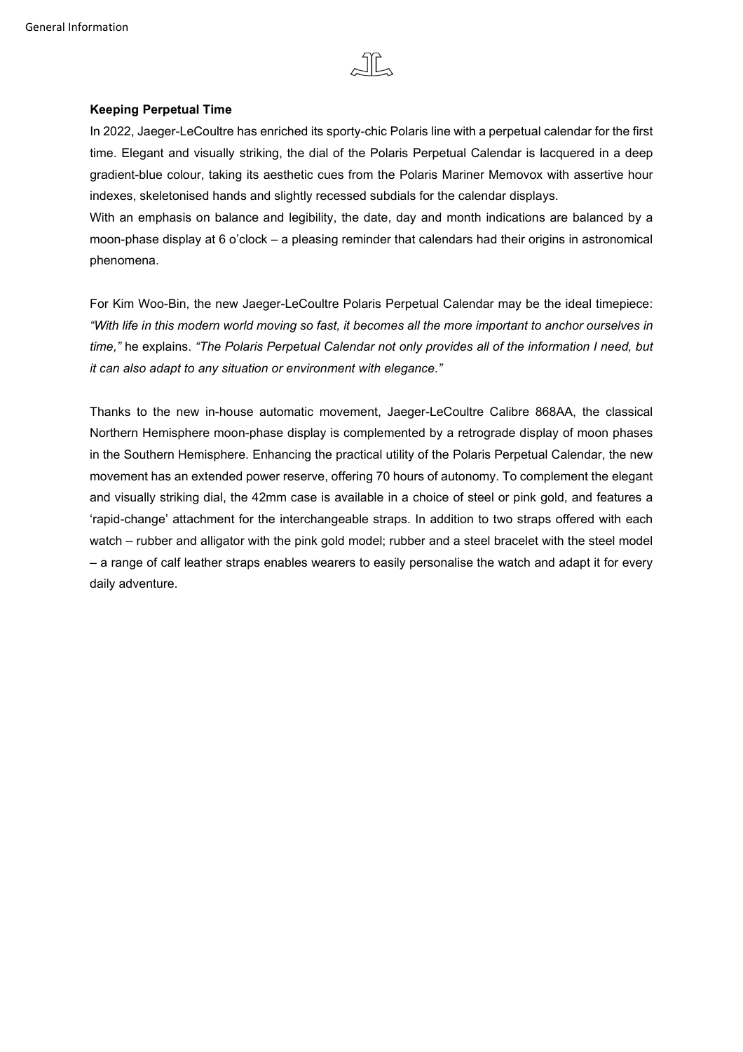**Keeping Perpetual Time**

In 2022, Jaeger-LeCoultre has enriched its sporty-chic Polaris line with a perpetual calendar for the first time. Elegant and visually striking, the dial of the Polaris Perpetual Calendar is lacquered in a deep gradient-blue colour, taking its aesthetic cues from the Polaris Mariner Memovox with assertive hour indexes, skeletonised hands and slightly recessed subdials for the calendar displays.

With an emphasis on balance and legibility, the date, day and month indications are balanced by a moon-phase display at 6 o'clock – a pleasing reminder that calendars had their origins in astronomical phenomena.

For Kim Woo-Bin, the new Jaeger-LeCoultre Polaris Perpetual Calendar may be the ideal timepiece: *"With life in this modern world moving so fast, it becomes all the more important to anchor ourselves in time,"* he explains. *"The Polaris Perpetual Calendar not only provides all of the information I need, but it can also adapt to any situation or environment with elegance."*

Thanks to the new in-house automatic movement, Jaeger-LeCoultre Calibre 868AA, the classical Northern Hemisphere moon-phase display is complemented by a retrograde display of moon phases in the Southern Hemisphere. Enhancing the practical utility of the Polaris Perpetual Calendar, the new movement has an extended power reserve, offering 70 hours of autonomy. To complement the elegant and visually striking dial, the 42mm case is available in a choice of steel or pink gold, and features a 'rapid-change' attachment for the interchangeable straps. In addition to two straps offered with each watch – rubber and alligator with the pink gold model; rubber and a steel bracelet with the steel model – a range of calf leather straps enables wearers to easily personalise the watch and adapt it for every daily adventure.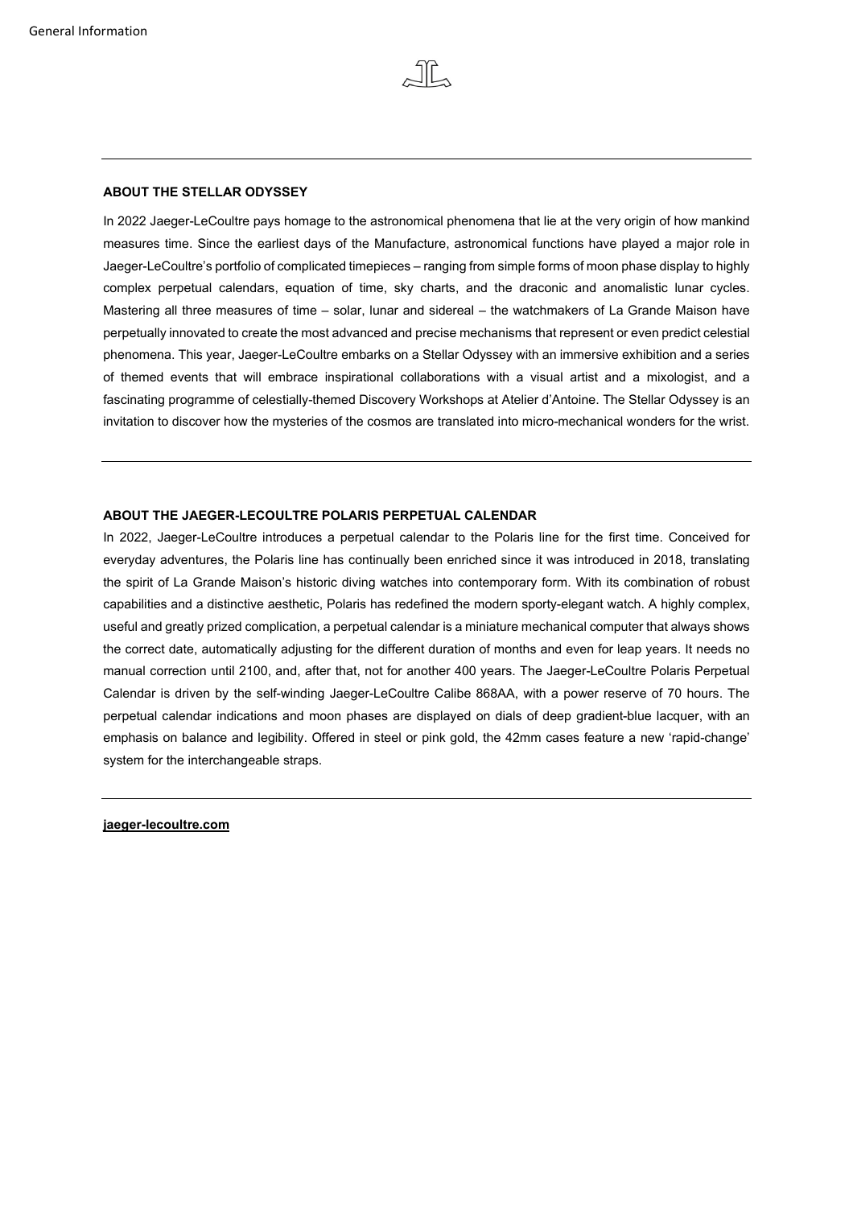## ABOUT THE STELLAR ODYSSEY

In 2022 Jaeger-LeCoultre pays homage to the astronomical phenomena that lie at the very origin of how mankind measures time. Since the earliest days of the Manufacture, astronomical functions have played a major role in Jaeger-LeCoultre's portfolio of complicated timepieces – ranging from simple forms of moon phase display to highly complex perpetual calendars, equation of time, sky charts, and the draconic and anomalistic lunar cycles. Mastering all three measures of time – solar, lunar and sidereal – the watchmakers of La Grande Maison have perpetually innovated to create the most advanced and precise mechanisms that represent or even predict celestial phenomena. This year, Jaeger-LeCoultre embarks on a Stellar Odyssey with an immersive exhibition and a series of themed events that will embrace inspirational collaborations with a visual artist and a mixologist, and a fascinating programme of celestially-themed Discovery Workshops at Atelier d'Antoine. The Stellar Odyssey is an invitation to discover how the mysteries of the cosmos are translated into micro-mechanical wonders for the wrist.

## ABOUT THE JAEGER-LECOULTRE POLARIS PERPETUAL CALENDAR

In 2022, Jaeger-LeCoultre introduces a perpetual calendar to the Polaris line for the first time. Conceived for everyday adventures, the Polaris line has continually been enriched since it was introduced in 2018, translating the spirit of La Grande Maison's historic diving watches into contemporary form. With its combination of robust capabilities and a distinctive aesthetic, Polaris has redefined the modern sporty-elegant watch. A highly complex, useful and greatly prized complication, a perpetual calendar is a miniature mechanical computer that always shows the correct date, automatically adjusting for the different duration of months and even for leap years. It needs no manual correction until 2100, and, after that, not for another 400 years. The Jaeger-LeCoultre Polaris Perpetual Calendar is driven by the self-winding Jaeger-LeCoultre Calibe 868AA, with a power reserve of 70 hours. The perpetual calendar indications and moon phases are displayed on dials of deep gradient-blue lacquer, with an emphasis on balance and legibility. Offered in steel or pink gold, the 42mm cases feature a new 'rapid-change' system for the interchangeable straps.

**jaeger-lecoultre.com**